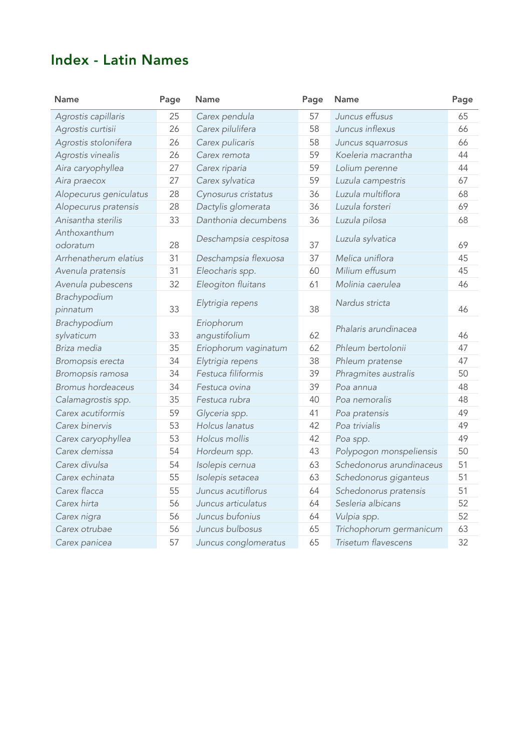## Index - Latin Names

| Name | Page | Name | Page | Name | Page |
|---|---|---|---|---|---|
| *Agrostis capillaris* | 25 | *Carex pendula* | 57 | *Juncus effusus* | 65 |
| *Agrostis curtisii* | 26 | *Carex pilulifera* | 58 | *Juncus inflexus* | 66 |
| *Agrostis stolonifera* | 26 | *Carex pulicaris* | 58 | *Juncus squarrosus* | 66 |
| *Agrostis vinealis* | 26 | *Carex remota* | 59 | *Koeleria macrantha* | 44 |
| *Aira caryophyllea* | 27 | *Carex riparia* | 59 | *Lolium perenne* | 44 |
| *Aira praecox* | 27 | *Carex sylvatica* | 59 | *Luzula campestris* | 67 |
| *Alopecurus geniculatus* | 28 | *Cynosurus cristatus* | 36 | *Luzula multiflora* | 68 |
| *Alopecurus pratensis* | 28 | *Dactylis glomerata* | 36 | *Luzula forsteri* | 69 |
| *Anisantha sterilis* | 33 | *Danthonia decumbens* | 36 | *Luzula pilosa* | 68 |
| *Anthoxanthum odoratum* | 28 | *Deschampsia cespitosa* | 37 | *Luzula sylvatica* | 69 |
| *Arrhenatherum elatius* | 31 | *Deschampsia flexuosa* | 37 | *Melica uniflora* | 45 |
| *Avenula pratensis* | 31 | *Eleocharis spp.* | 60 | *Milium effusum* | 45 |
| *Avenula pubescens* | 32 | *Eleogiton fluitans* | 61 | *Molinia caerulea* | 46 |
| *Brachypodium pinnatum* | 33 | *Elytrigia repens* | 38 | *Nardus stricta* | 46 |
| *Brachypodium sylvaticum* | 33 | *Eriophorum angustifolium* | 62 | *Phalaris arundinacea* | 46 |
| *Briza media* | 35 | *Eriophorum vaginatum* | 62 | *Phleum bertolonii* | 47 |
| *Bromopsis erecta* | 34 | *Elytrigia repens* | 38 | *Phleum pratense* | 47 |
| *Bromopsis ramosa* | 34 | *Festuca filiformis* | 39 | *Phragmites australis* | 50 |
| *Bromus hordeaceus* | 34 | *Festuca ovina* | 39 | *Poa annua* | 48 |
| *Calamagrostis spp.* | 35 | *Festuca rubra* | 40 | *Poa nemoralis* | 48 |
| *Carex acutiformis* | 59 | *Glyceria spp.* | 41 | *Poa pratensis* | 49 |
| *Carex binervis* | 53 | *Holcus lanatus* | 42 | *Poa trivialis* | 49 |
| *Carex caryophyllea* | 53 | *Holcus mollis* | 42 | *Poa spp.* | 49 |
| *Carex demissa* | 54 | *Hordeum spp.* | 43 | *Polypogon monspeliensis* | 50 |
| *Carex divulsa* | 54 | *Isolepis cernua* | 63 | *Schedonorus arundinaceus* | 51 |
| *Carex echinata* | 55 | *Isolepis setacea* | 63 | *Schedonorus giganteus* | 51 |
| *Carex flacca* | 55 | *Juncus acutiflorus* | 64 | *Schedonorus pratensis* | 51 |
| *Carex hirta* | 56 | *Juncus articulatus* | 64 | *Sesleria albicans* | 52 |
| *Carex nigra* | 56 | *Juncus bufonius* | 64 | *Vulpia spp.* | 52 |
| *Carex otrubae* | 56 | *Juncus bulbosus* | 65 | *Trichophorum germanicum* | 63 |
| *Carex panicea* | 57 | *Juncus conglomeratus* | 65 | *Trisetum flavescens* | 32 |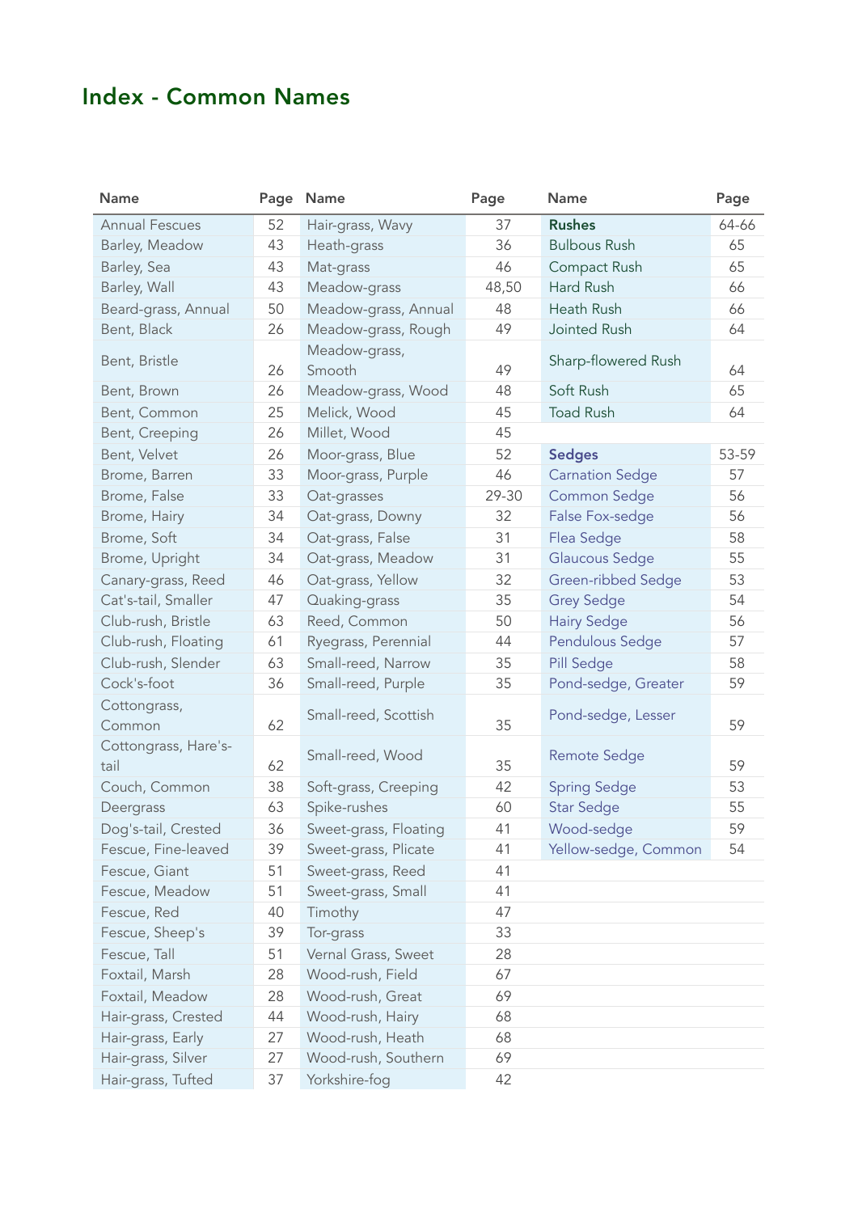# Index - Common Names

| Name | Page | Name | Page | Name | Page |
|---|---|---|---|---|---|
| Annual Fescues | 52 | Hair-grass, Wavy | 37 | **Rushes** | 64-66 |
| Barley, Meadow | 43 | Heath-grass | 36 | Bulbous Rush | 65 |
| Barley, Sea | 43 | Mat-grass | 46 | Compact Rush | 65 |
| Barley, Wall | 43 | Meadow-grass | 48,50 | Hard Rush | 66 |
| Beard-grass, Annual | 50 | Meadow-grass, Annual | 48 | Heath Rush | 66 |
| Bent, Black | 26 | Meadow-grass, Rough | 49 | Jointed Rush | 64 |
| Bent, Bristle | 26 | Meadow-grass, Smooth | 49 | Sharp-flowered Rush | 64 |
| Bent, Brown | 26 | Meadow-grass, Wood | 48 | Soft Rush | 65 |
| Bent, Common | 25 | Melick, Wood | 45 | Toad Rush | 64 |
| Bent, Creeping | 26 | Millet, Wood | 45 | | |
| Bent, Velvet | 26 | Moor-grass, Blue | 52 | **Sedges** | 53-59 |
| Brome, Barren | 33 | Moor-grass, Purple | 46 | Carnation Sedge | 57 |
| Brome, False | 33 | Oat-grasses | 29-30 | Common Sedge | 56 |
| Brome, Hairy | 34 | Oat-grass, Downy | 32 | False Fox-sedge | 56 |
| Brome, Soft | 34 | Oat-grass, False | 31 | Flea Sedge | 58 |
| Brome, Upright | 34 | Oat-grass, Meadow | 31 | Glaucous Sedge | 55 |
| Canary-grass, Reed | 46 | Oat-grass, Yellow | 32 | Green-ribbed Sedge | 53 |
| Cat's-tail, Smaller | 47 | Quaking-grass | 35 | Grey Sedge | 54 |
| Club-rush, Bristle | 63 | Reed, Common | 50 | Hairy Sedge | 56 |
| Club-rush, Floating | 61 | Ryegrass, Perennial | 44 | Pendulous Sedge | 57 |
| Club-rush, Slender | 63 | Small-reed, Narrow | 35 | Pill Sedge | 58 |
| Cock's-foot | 36 | Small-reed, Purple | 35 | Pond-sedge, Greater | 59 |
| Cottongrass, Common | 62 | Small-reed, Scottish | 35 | Pond-sedge, Lesser | 59 |
| Cottongrass, Hare's-tail | 62 | Small-reed, Wood | 35 | Remote Sedge | 59 |
| Couch, Common | 38 | Soft-grass, Creeping | 42 | Spring Sedge | 53 |
| Deergrass | 63 | Spike-rushes | 60 | Star Sedge | 55 |
| Dog's-tail, Crested | 36 | Sweet-grass, Floating | 41 | Wood-sedge | 59 |
| Fescue, Fine-leaved | 39 | Sweet-grass, Plicate | 41 | Yellow-sedge, Common | 54 |
| Fescue, Giant | 51 | Sweet-grass, Reed | 41 | | |
| Fescue, Meadow | 51 | Sweet-grass, Small | 41 | | |
| Fescue, Red | 40 | Timothy | 47 | | |
| Fescue, Sheep's | 39 | Tor-grass | 33 | | |
| Fescue, Tall | 51 | Vernal Grass, Sweet | 28 | | |
| Foxtail, Marsh | 28 | Wood-rush, Field | 67 | | |
| Foxtail, Meadow | 28 | Wood-rush, Great | 69 | | |
| Hair-grass, Crested | 44 | Wood-rush, Hairy | 68 | | |
| Hair-grass, Early | 27 | Wood-rush, Heath | 68 | | |
| Hair-grass, Silver | 27 | Wood-rush, Southern | 69 | | |
| Hair-grass, Tufted | 37 | Yorkshire-fog | 42 | | |